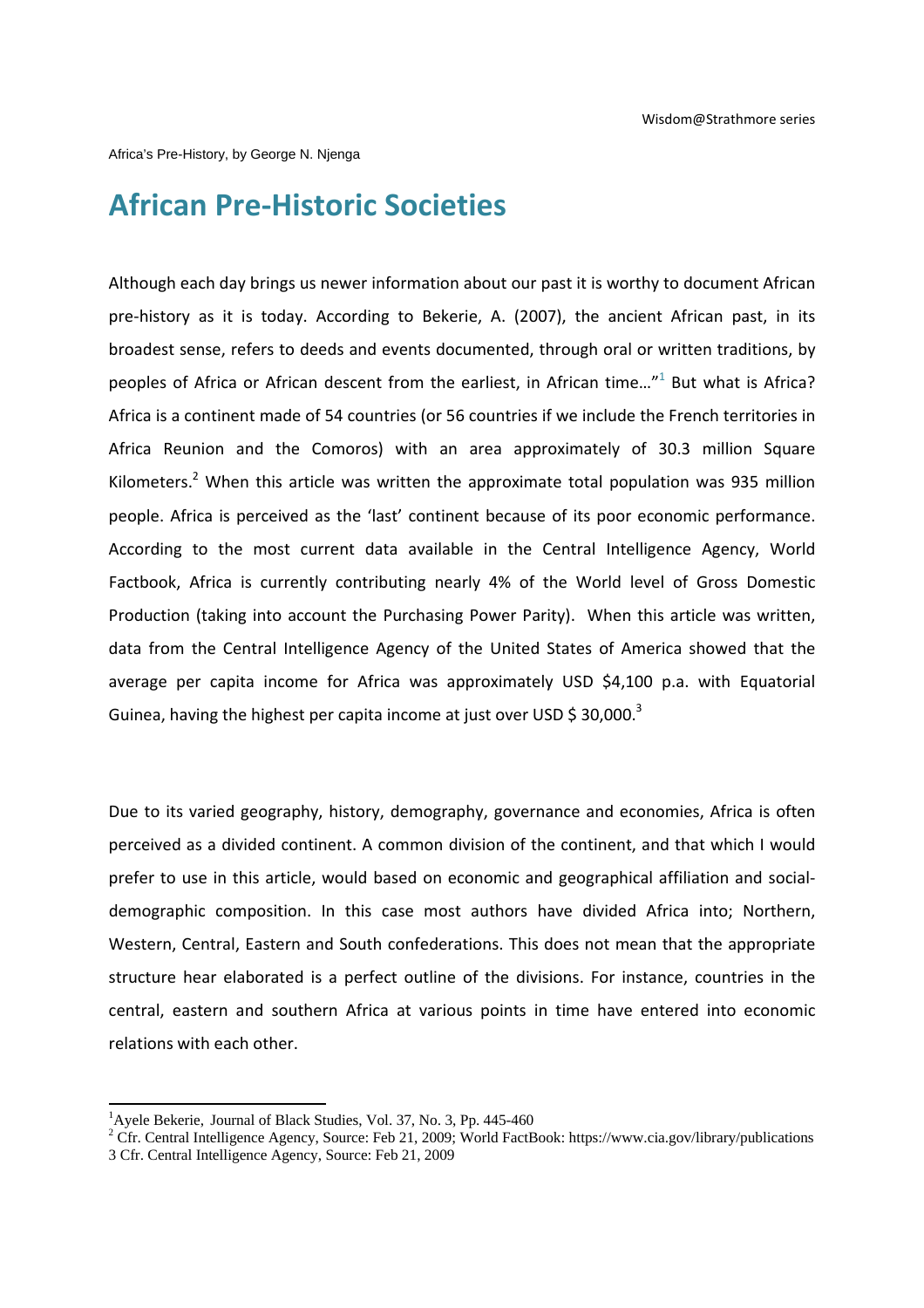Africa's Pre-History, by George N. Njenga

# African Pre-Historic Societies

Although each day brings us newer information about our past it is worthy to document African pre-history as it is today. According to Bekerie, A. (2007), the ancient African past, in its broadest sense, refers to deeds and events documented, through oral or written traditions, by peoples of Africa or African descent from the earliest, in African time…"[1] But what is Africa? Africa is a continent made of 54 countries (or 56 countries if we include the French territories in Africa Reunion and the Comoros) with an area approximately of 30.3 million Square Kilometers.[2] When this article was written the approximate total population was 935 million people. Africa is perceived as the 'last' continent because of its poor economic performance. According to the most current data available in the Central Intelligence Agency, World Factbook, Africa is currently contributing nearly 4% of the World level of Gross Domestic Production (taking into account the Purchasing Power Parity). When this article was written, data from the Central Intelligence Agency of the United States of America showed that the average per capita income for Africa was approximately USD $4,100 p.a. with Equatorial Guinea, having the highest per capita income at just over USD $ 30,000.[3]

Due to its varied geography, history, demography, governance and economies, Africa is often perceived as a divided continent. A common division of the continent, and that which I would prefer to use in this article, would based on economic and geographical affiliation and social-demographic composition. In this case most authors have divided Africa into; Northern, Western, Central, Eastern and South confederations. This does not mean that the appropriate structure hear elaborated is a perfect outline of the divisions. For instance, countries in the central, eastern and southern Africa at various points in time have entered into economic relations with each other.

---

[1] Ayele Bekerie, Journal of Black Studies, Vol. 37, No. 3, Pp. 445-460

[2] Cfr. Central Intelligence Agency, Source: Feb 21, 2009; World FactBook: https://www.cia.gov/library/publications

3 Cfr. Central Intelligence Agency, Source: Feb 21, 2009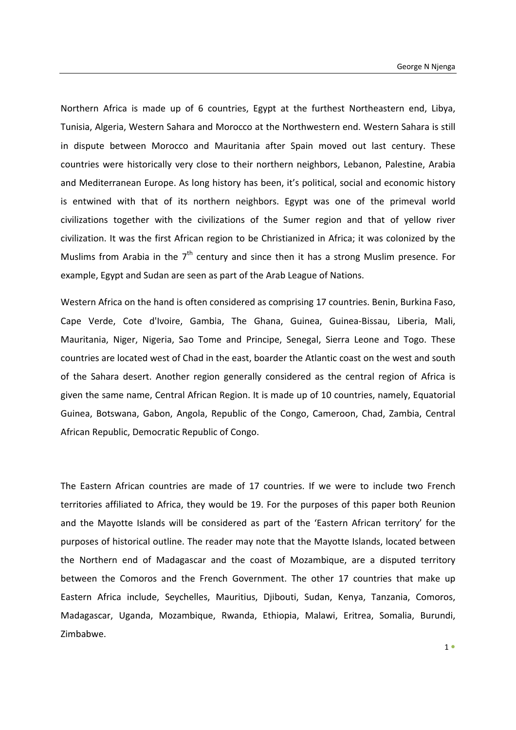Northern Africa is made up of 6 countries, Egypt at the furthest Northeastern end, Libya, Tunisia, Algeria, Western Sahara and Morocco at the Northwestern end. Western Sahara is still in dispute between Morocco and Mauritania after Spain moved out last century. These countries were historically very close to their northern neighbors, Lebanon, Palestine, Arabia and Mediterranean Europe. As long history has been, it's political, social and economic history is entwined with that of its northern neighbors. Egypt was one of the primeval world civilizations together with the civilizations of the Sumer region and that of yellow river civilization. It was the first African region to be Christianized in Africa; it was colonized by the Muslims from Arabia in the 7th century and since then it has a strong Muslim presence. For example, Egypt and Sudan are seen as part of the Arab League of Nations.

Western Africa on the hand is often considered as comprising 17 countries. Benin, Burkina Faso, Cape Verde, Cote d'Ivoire, Gambia, The Ghana, Guinea, Guinea-Bissau, Liberia, Mali, Mauritania, Niger, Nigeria, Sao Tome and Principe, Senegal, Sierra Leone and Togo. These countries are located west of Chad in the east, boarder the Atlantic coast on the west and south of the Sahara desert. Another region generally considered as the central region of Africa is given the same name, Central African Region. It is made up of 10 countries, namely, Equatorial Guinea, Botswana, Gabon, Angola, Republic of the Congo, Cameroon, Chad, Zambia, Central African Republic, Democratic Republic of Congo.

The Eastern African countries are made of 17 countries. If we were to include two French territories affiliated to Africa, they would be 19. For the purposes of this paper both Reunion and the Mayotte Islands will be considered as part of the 'Eastern African territory' for the purposes of historical outline. The reader may note that the Mayotte Islands, located between the Northern end of Madagascar and the coast of Mozambique, are a disputed territory between the Comoros and the French Government. The other 17 countries that make up Eastern Africa include, Seychelles, Mauritius, Djibouti, Sudan, Kenya, Tanzania, Comoros, Madagascar, Uganda, Mozambique, Rwanda, Ethiopia, Malawi, Eritrea, Somalia, Burundi, Zimbabwe.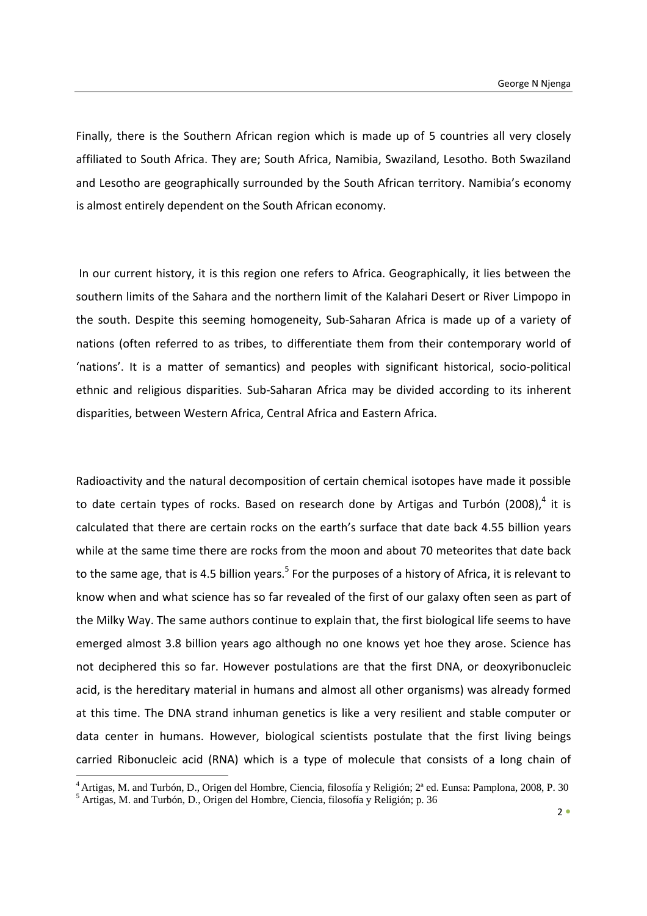Finally, there is the Southern African region which is made up of 5 countries all very closely affiliated to South Africa. They are; South Africa, Namibia, Swaziland, Lesotho. Both Swaziland and Lesotho are geographically surrounded by the South African territory. Namibia's economy is almost entirely dependent on the South African economy.

In our current history, it is this region one refers to Africa. Geographically, it lies between the southern limits of the Sahara and the northern limit of the Kalahari Desert or River Limpopo in the south. Despite this seeming homogeneity, Sub-Saharan Africa is made up of a variety of nations (often referred to as tribes, to differentiate them from their contemporary world of 'nations'. It is a matter of semantics) and peoples with significant historical, socio-political ethnic and religious disparities. Sub-Saharan Africa may be divided according to its inherent disparities, between Western Africa, Central Africa and Eastern Africa.

Radioactivity and the natural decomposition of certain chemical isotopes have made it possible to date certain types of rocks. Based on research done by Artigas and Turbón (2008),[4] it is calculated that there are certain rocks on the earth's surface that date back 4.55 billion years while at the same time there are rocks from the moon and about 70 meteorites that date back to the same age, that is 4.5 billion years.[5] For the purposes of a history of Africa, it is relevant to know when and what science has so far revealed of the first of our galaxy often seen as part of the Milky Way. The same authors continue to explain that, the first biological life seems to have emerged almost 3.8 billion years ago although no one knows yet hoe they arose. Science has not deciphered this so far. However postulations are that the first DNA, or deoxyribonucleic acid, is the hereditary material in humans and almost all other organisms) was already formed at this time. The DNA strand inhuman genetics is like a very resilient and stable computer or data center in humans. However, biological scientists postulate that the first living beings carried Ribonucleic acid (RNA) which is a type of molecule that consists of a long chain of

[4] Artigas, M. and Turbón, D., Origen del Hombre, Ciencia, filosofía y Religión; 2ª ed. Eunsa: Pamplona, 2008, P. 30

[5] Artigas, M. and Turbón, D., Origen del Hombre, Ciencia, filosofía y Religión; p. 36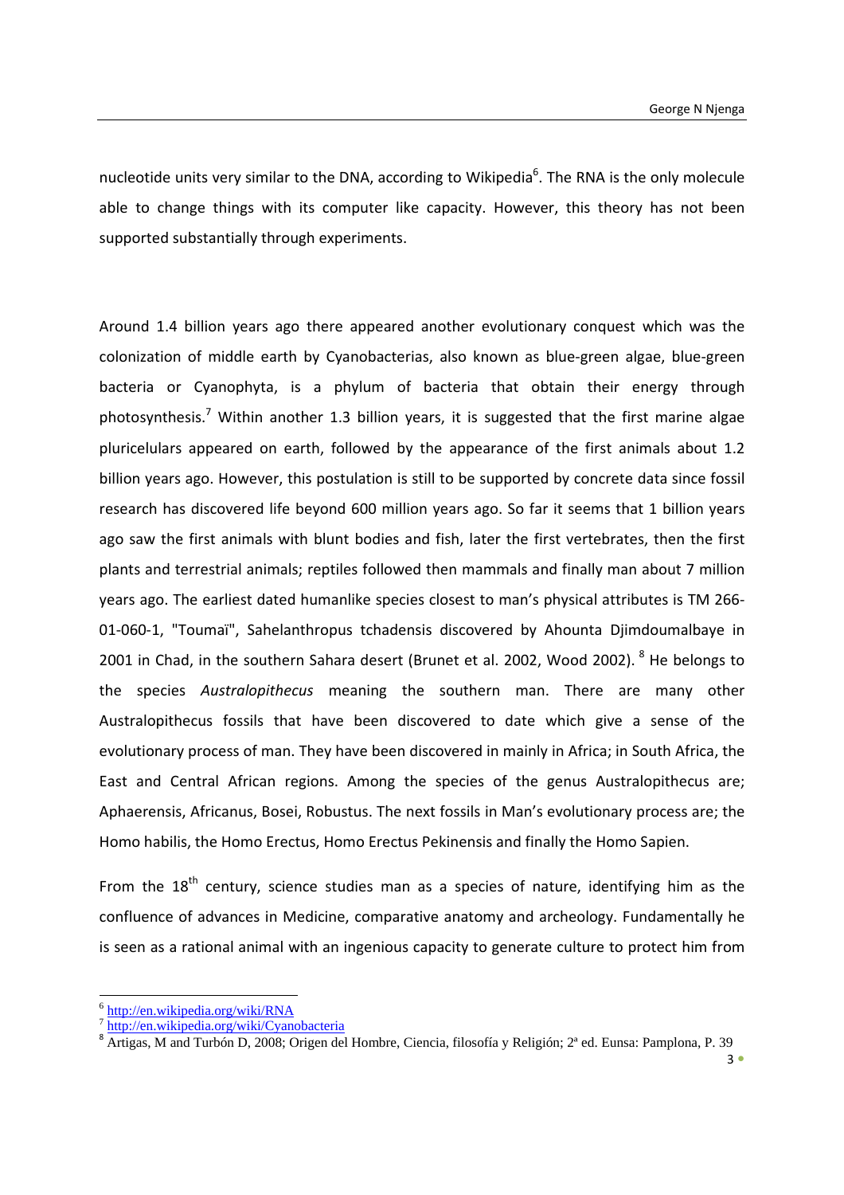nucleotide units very similar to the DNA, according to Wikipedia[6]. The RNA is the only molecule able to change things with its computer like capacity. However, this theory has not been supported substantially through experiments.

Around 1.4 billion years ago there appeared another evolutionary conquest which was the colonization of middle earth by Cyanobacterias, also known as blue-green algae, blue-green bacteria or Cyanophyta, is a phylum of bacteria that obtain their energy through photosynthesis.[7] Within another 1.3 billion years, it is suggested that the first marine algae pluricelulars appeared on earth, followed by the appearance of the first animals about 1.2 billion years ago. However, this postulation is still to be supported by concrete data since fossil research has discovered life beyond 600 million years ago. So far it seems that 1 billion years ago saw the first animals with blunt bodies and fish, later the first vertebrates, then the first plants and terrestrial animals; reptiles followed then mammals and finally man about 7 million years ago. The earliest dated humanlike species closest to man's physical attributes is TM 266-01-060-1, "Toumaï", Sahelanthropus tchadensis discovered by Ahounta Djimdoumalbaye in 2001 in Chad, in the southern Sahara desert (Brunet et al. 2002, Wood 2002). [8] He belongs to the species *Australopithecus* meaning the southern man. There are many other Australopithecus fossils that have been discovered to date which give a sense of the evolutionary process of man. They have been discovered in mainly in Africa; in South Africa, the East and Central African regions. Among the species of the genus Australopithecus are; Aphaerensis, Africanus, Bosei, Robustus. The next fossils in Man's evolutionary process are; the Homo habilis, the Homo Erectus, Homo Erectus Pekinensis and finally the Homo Sapien.

From the 18th century, science studies man as a species of nature, identifying him as the confluence of advances in Medicine, comparative anatomy and archeology. Fundamentally he is seen as a rational animal with an ingenious capacity to generate culture to protect him from

---

[6] http://en.wikipedia.org/wiki/RNA

[7] http://en.wikipedia.org/wiki/Cyanobacteria

[8] Artigas, M and Turbón D, 2008; Origen del Hombre, Ciencia, filosofía y Religión; 2ª ed. Eunsa: Pamplona, P. 39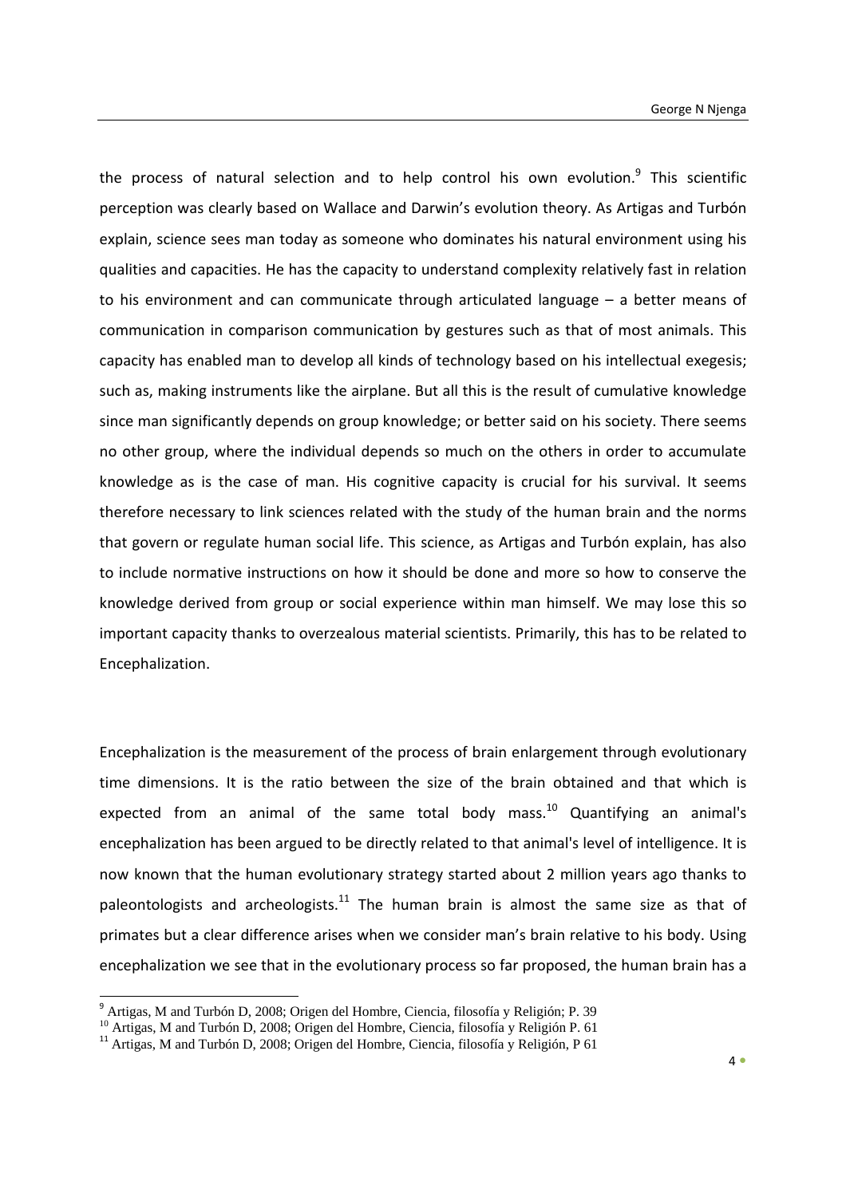the process of natural selection and to help control his own evolution.[9] This scientific perception was clearly based on Wallace and Darwin's evolution theory. As Artigas and Turbón explain, science sees man today as someone who dominates his natural environment using his qualities and capacities. He has the capacity to understand complexity relatively fast in relation to his environment and can communicate through articulated language – a better means of communication in comparison communication by gestures such as that of most animals. This capacity has enabled man to develop all kinds of technology based on his intellectual exegesis; such as, making instruments like the airplane. But all this is the result of cumulative knowledge since man significantly depends on group knowledge; or better said on his society. There seems no other group, where the individual depends so much on the others in order to accumulate knowledge as is the case of man. His cognitive capacity is crucial for his survival. It seems therefore necessary to link sciences related with the study of the human brain and the norms that govern or regulate human social life. This science, as Artigas and Turbón explain, has also to include normative instructions on how it should be done and more so how to conserve the knowledge derived from group or social experience within man himself. We may lose this so important capacity thanks to overzealous material scientists. Primarily, this has to be related to Encephalization.

Encephalization is the measurement of the process of brain enlargement through evolutionary time dimensions. It is the ratio between the size of the brain obtained and that which is expected from an animal of the same total body mass.[10] Quantifying an animal's encephalization has been argued to be directly related to that animal's level of intelligence. It is now known that the human evolutionary strategy started about 2 million years ago thanks to paleontologists and archeologists.[11] The human brain is almost the same size as that of primates but a clear difference arises when we consider man's brain relative to his body. Using encephalization we see that in the evolutionary process so far proposed, the human brain has a

[9] Artigas, M and Turbón D, 2008; Origen del Hombre, Ciencia, filosofía y Religión; P. 39
[10] Artigas, M and Turbón D, 2008; Origen del Hombre, Ciencia, filosofía y Religión P. 61
[11] Artigas, M and Turbón D, 2008; Origen del Hombre, Ciencia, filosofía y Religión, P 61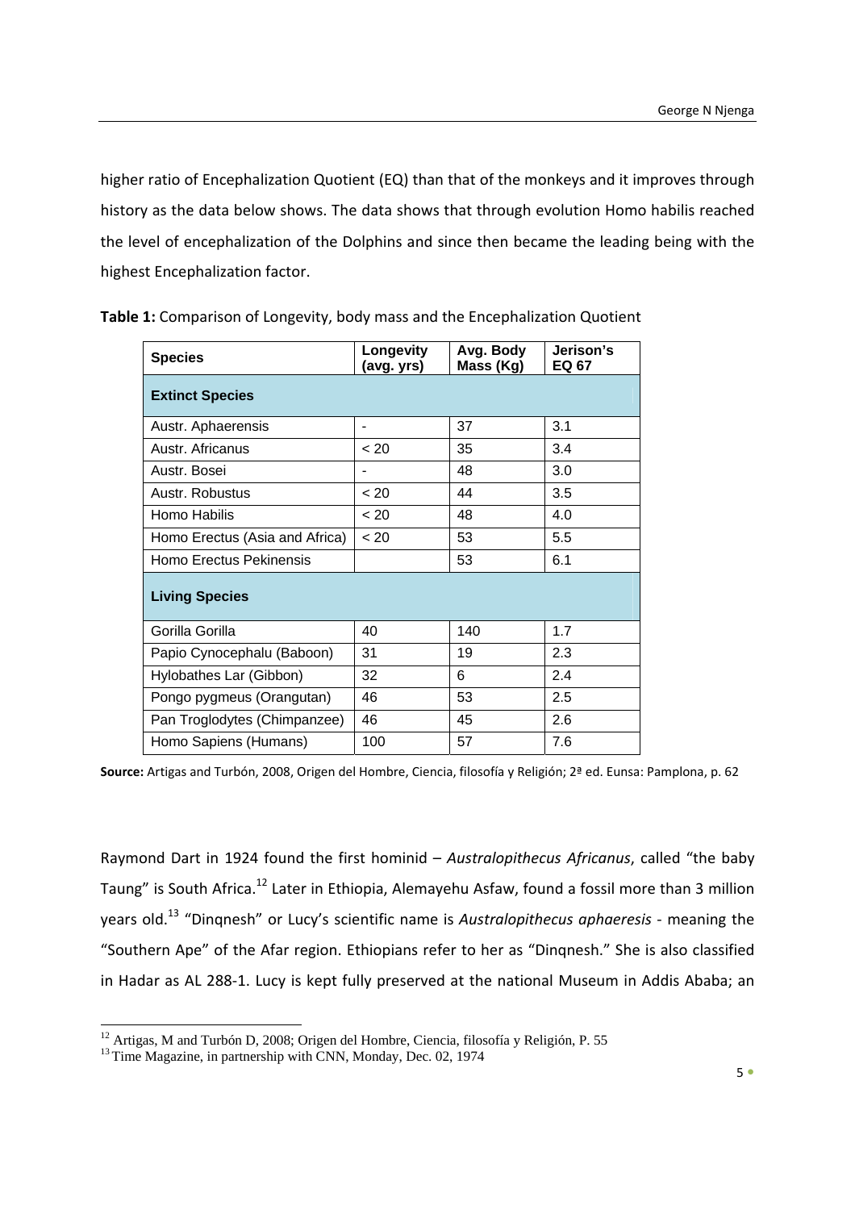higher ratio of Encephalization Quotient (EQ) than that of the monkeys and it improves through history as the data below shows. The data shows that through evolution Homo habilis reached the level of encephalization of the Dolphins and since then became the leading being with the highest Encephalization factor.

**Table 1:** Comparison of Longevity, body mass and the Encephalization Quotient

| Species | Longevity (avg. yrs) | Avg. Body Mass (Kg) | Jerison's EQ 67 |
|---|---|---|---|
| **Extinct Species** | | | |
| Austr. Aphaerensis | - | 37 | 3.1 |
| Austr. Africanus | < 20 | 35 | 3.4 |
| Austr. Bosei | - | 48 | 3.0 |
| Austr. Robustus | < 20 | 44 | 3.5 |
| Homo Habilis | < 20 | 48 | 4.0 |
| Homo Erectus (Asia and Africa) | < 20 | 53 | 5.5 |
| Homo Erectus Pekinensis | | 53 | 6.1 |
| **Living Species** | | | |
| Gorilla Gorilla | 40 | 140 | 1.7 |
| Papio Cynocephalu (Baboon) | 31 | 19 | 2.3 |
| Hylobathes Lar (Gibbon) | 32 | 6 | 2.4 |
| Pongo pygmeus (Orangutan) | 46 | 53 | 2.5 |
| Pan Troglodytes (Chimpanzee) | 46 | 45 | 2.6 |
| Homo Sapiens (Humans) | 100 | 57 | 7.6 |

**Source:** Artigas and Turbón, 2008, Origen del Hombre, Ciencia, filosofía y Religión; 2ª ed. Eunsa: Pamplona, p. 62

Raymond Dart in 1924 found the first hominid – *Australopithecus Africanus*, called "the baby Taung" is South Africa.[12] Later in Ethiopia, Alemayehu Asfaw, found a fossil more than 3 million years old.[13] "Dinqnesh" or Lucy's scientific name is *Australopithecus aphaeresis* - meaning the "Southern Ape" of the Afar region. Ethiopians refer to her as "Dinqnesh." She is also classified in Hadar as AL 288-1. Lucy is kept fully preserved at the national Museum in Addis Ababa; an

[12] Artigas, M and Turbón D, 2008; Origen del Hombre, Ciencia, filosofía y Religión, P. 55

[13] Time Magazine, in partnership with CNN, Monday, Dec. 02, 1974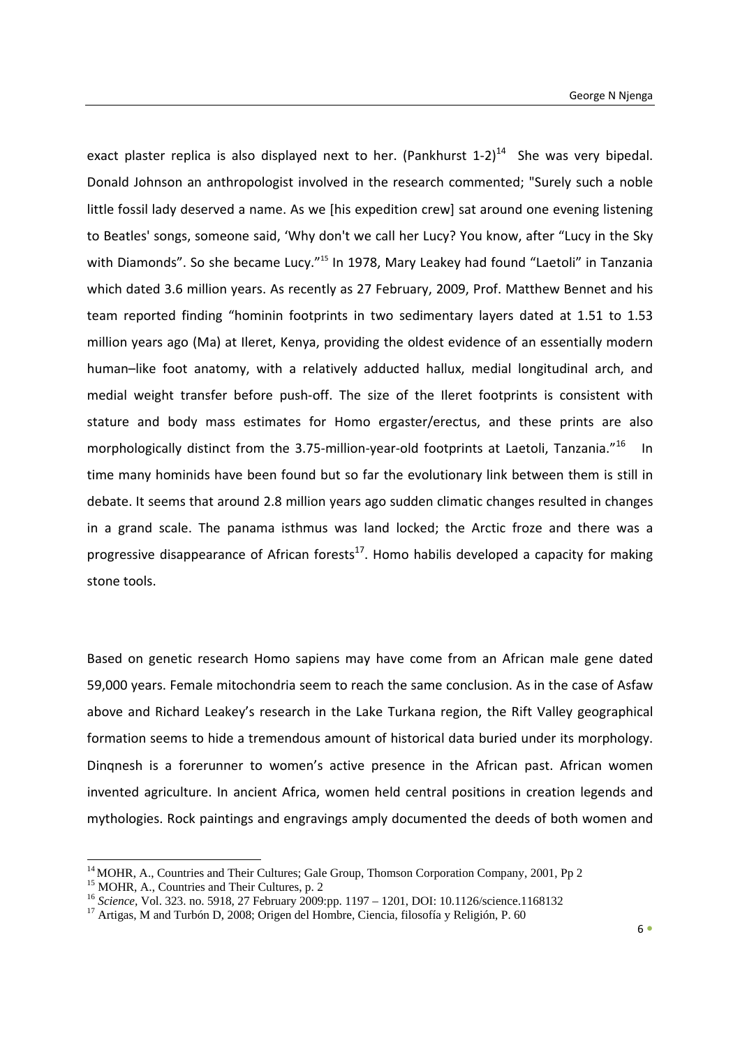exact plaster replica is also displayed next to her. (Pankhurst 1-2)[14] She was very bipedal. Donald Johnson an anthropologist involved in the research commented; "Surely such a noble little fossil lady deserved a name. As we [his expedition crew] sat around one evening listening to Beatles' songs, someone said, 'Why don't we call her Lucy? You know, after "Lucy in the Sky with Diamonds". So she became Lucy."[15] In 1978, Mary Leakey had found "Laetoli" in Tanzania which dated 3.6 million years. As recently as 27 February, 2009, Prof. Matthew Bennet and his team reported finding "hominin footprints in two sedimentary layers dated at 1.51 to 1.53 million years ago (Ma) at Ileret, Kenya, providing the oldest evidence of an essentially modern human–like foot anatomy, with a relatively adducted hallux, medial longitudinal arch, and medial weight transfer before push-off. The size of the Ileret footprints is consistent with stature and body mass estimates for Homo ergaster/erectus, and these prints are also morphologically distinct from the 3.75-million-year-old footprints at Laetoli, Tanzania."[16] In time many hominids have been found but so far the evolutionary link between them is still in debate. It seems that around 2.8 million years ago sudden climatic changes resulted in changes in a grand scale. The panama isthmus was land locked; the Arctic froze and there was a progressive disappearance of African forests[17]. Homo habilis developed a capacity for making stone tools.

Based on genetic research Homo sapiens may have come from an African male gene dated 59,000 years. Female mitochondria seem to reach the same conclusion. As in the case of Asfaw above and Richard Leakey's research in the Lake Turkana region, the Rift Valley geographical formation seems to hide a tremendous amount of historical data buried under its morphology. Dinqnesh is a forerunner to women's active presence in the African past. African women invented agriculture. In ancient Africa, women held central positions in creation legends and mythologies. Rock paintings and engravings amply documented the deeds of both women and

---

[14] MOHR, A., Countries and Their Cultures; Gale Group, Thomson Corporation Company, 2001, Pp 2

[15] MOHR, A., Countries and Their Cultures, p. 2

[16] *Science*, Vol. 323. no. 5918, 27 February 2009:pp. 1197 – 1201, DOI: 10.1126/science.1168132

[17] Artigas, M and Turbón D, 2008; Origen del Hombre, Ciencia, filosofía y Religión, P. 60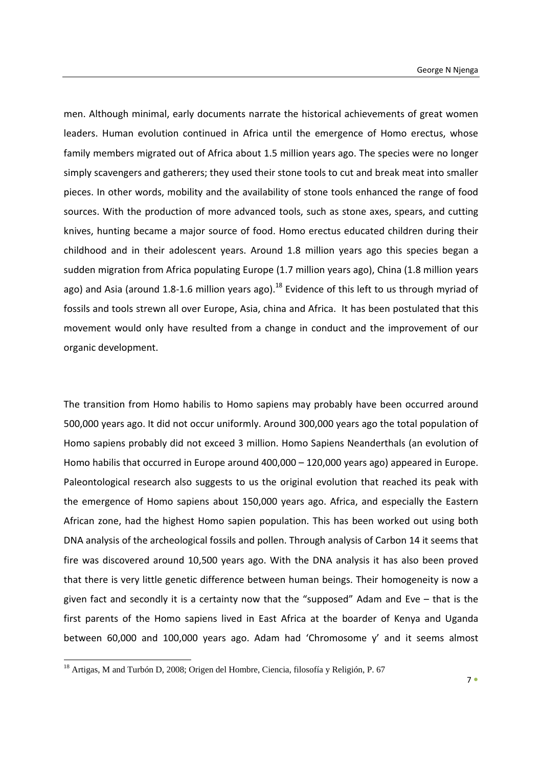men. Although minimal, early documents narrate the historical achievements of great women leaders. Human evolution continued in Africa until the emergence of Homo erectus, whose family members migrated out of Africa about 1.5 million years ago. The species were no longer simply scavengers and gatherers; they used their stone tools to cut and break meat into smaller pieces. In other words, mobility and the availability of stone tools enhanced the range of food sources. With the production of more advanced tools, such as stone axes, spears, and cutting knives, hunting became a major source of food. Homo erectus educated children during their childhood and in their adolescent years. Around 1.8 million years ago this species began a sudden migration from Africa populating Europe (1.7 million years ago), China (1.8 million years ago) and Asia (around 1.8-1.6 million years ago).[18] Evidence of this left to us through myriad of fossils and tools strewn all over Europe, Asia, china and Africa. It has been postulated that this movement would only have resulted from a change in conduct and the improvement of our organic development.

The transition from Homo habilis to Homo sapiens may probably have been occurred around 500,000 years ago. It did not occur uniformly. Around 300,000 years ago the total population of Homo sapiens probably did not exceed 3 million. Homo Sapiens Neanderthals (an evolution of Homo habilis that occurred in Europe around 400,000 – 120,000 years ago) appeared in Europe. Paleontological research also suggests to us the original evolution that reached its peak with the emergence of Homo sapiens about 150,000 years ago. Africa, and especially the Eastern African zone, had the highest Homo sapien population. This has been worked out using both DNA analysis of the archeological fossils and pollen. Through analysis of Carbon 14 it seems that fire was discovered around 10,500 years ago. With the DNA analysis it has also been proved that there is very little genetic difference between human beings. Their homogeneity is now a given fact and secondly it is a certainty now that the "supposed" Adam and Eve – that is the first parents of the Homo sapiens lived in East Africa at the boarder of Kenya and Uganda between 60,000 and 100,000 years ago. Adam had 'Chromosome y' and it seems almost

[18] Artigas, M and Turbón D, 2008; Origen del Hombre, Ciencia, filosofía y Religión, P. 67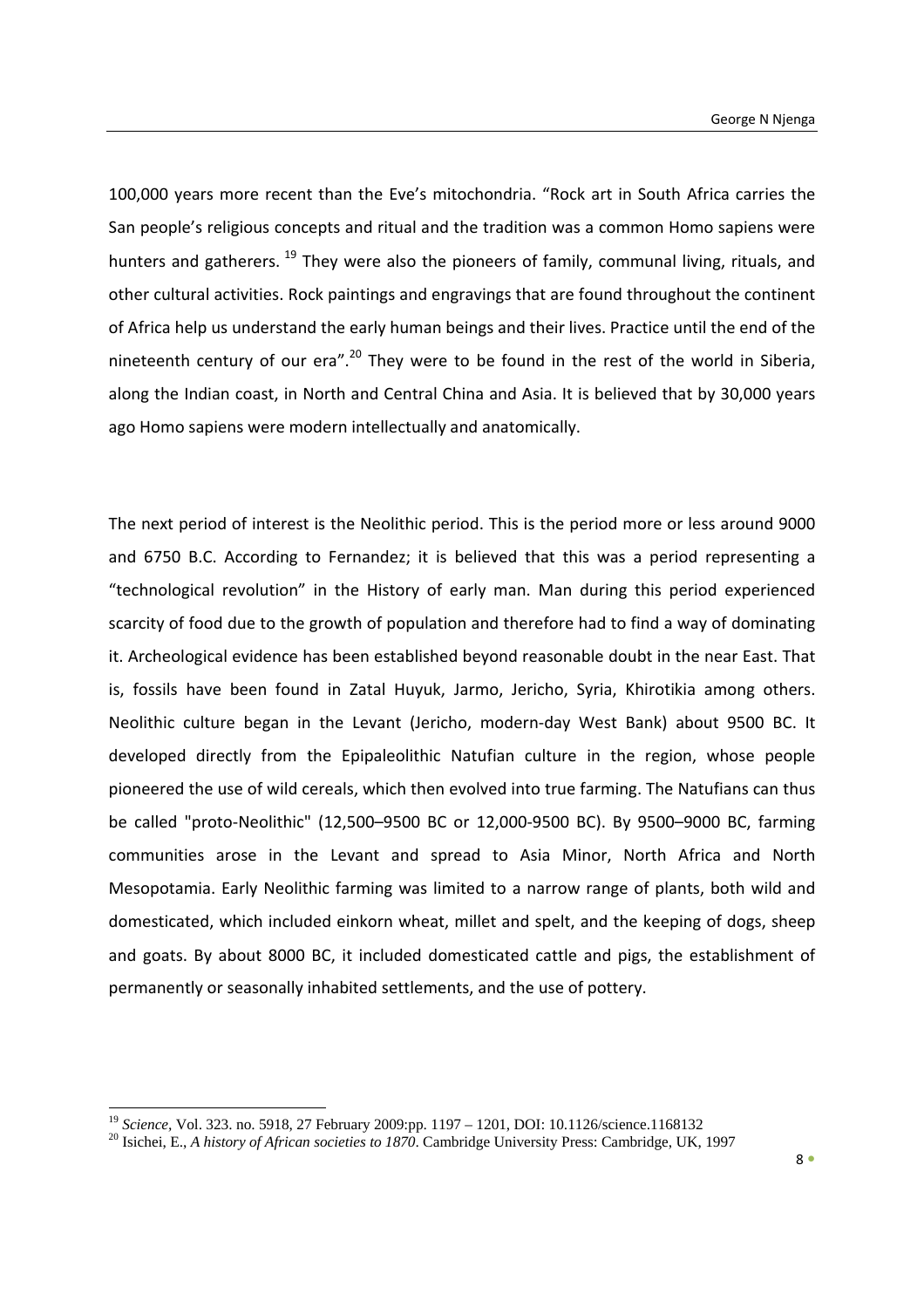100,000 years more recent than the Eve's mitochondria. "Rock art in South Africa carries the San people's religious concepts and ritual and the tradition was a common Homo sapiens were hunters and gatherers. [19] They were also the pioneers of family, communal living, rituals, and other cultural activities. Rock paintings and engravings that are found throughout the continent of Africa help us understand the early human beings and their lives. Practice until the end of the nineteenth century of our era".[20] They were to be found in the rest of the world in Siberia, along the Indian coast, in North and Central China and Asia. It is believed that by 30,000 years ago Homo sapiens were modern intellectually and anatomically.

The next period of interest is the Neolithic period. This is the period more or less around 9000 and 6750 B.C. According to Fernandez; it is believed that this was a period representing a "technological revolution" in the History of early man. Man during this period experienced scarcity of food due to the growth of population and therefore had to find a way of dominating it. Archeological evidence has been established beyond reasonable doubt in the near East. That is, fossils have been found in Zatal Huyuk, Jarmo, Jericho, Syria, Khirotikia among others. Neolithic culture began in the Levant (Jericho, modern-day West Bank) about 9500 BC. It developed directly from the Epipaleolithic Natufian culture in the region, whose people pioneered the use of wild cereals, which then evolved into true farming. The Natufians can thus be called "proto-Neolithic" (12,500–9500 BC or 12,000-9500 BC). By 9500–9000 BC, farming communities arose in the Levant and spread to Asia Minor, North Africa and North Mesopotamia. Early Neolithic farming was limited to a narrow range of plants, both wild and domesticated, which included einkorn wheat, millet and spelt, and the keeping of dogs, sheep and goats. By about 8000 BC, it included domesticated cattle and pigs, the establishment of permanently or seasonally inhabited settlements, and the use of pottery.

---

[19] *Science*, Vol. 323. no. 5918, 27 February 2009:pp. 1197 – 1201, DOI: 10.1126/science.1168132

[20] Isichei, E., *A history of African societies to 1870*. Cambridge University Press: Cambridge, UK, 1997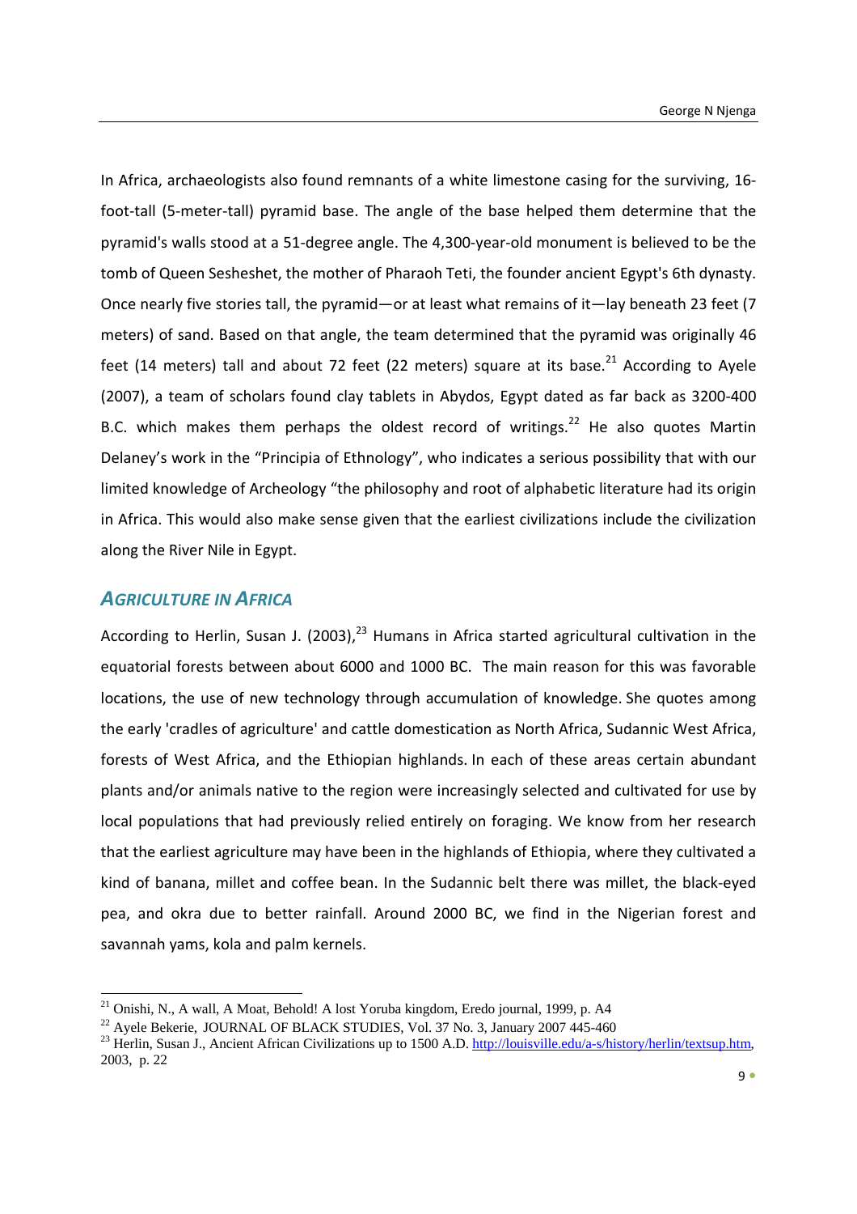In Africa, archaeologists also found remnants of a white limestone casing for the surviving, 16-foot-tall (5-meter-tall) pyramid base. The angle of the base helped them determine that the pyramid's walls stood at a 51-degree angle. The 4,300-year-old monument is believed to be the tomb of Queen Sesheshet, the mother of Pharaoh Teti, the founder ancient Egypt's 6th dynasty. Once nearly five stories tall, the pyramid—or at least what remains of it—lay beneath 23 feet (7 meters) of sand. Based on that angle, the team determined that the pyramid was originally 46 feet (14 meters) tall and about 72 feet (22 meters) square at its base.[21] According to Ayele (2007), a team of scholars found clay tablets in Abydos, Egypt dated as far back as 3200-400 B.C. which makes them perhaps the oldest record of writings.[22] He also quotes Martin Delaney's work in the "Principia of Ethnology", who indicates a serious possibility that with our limited knowledge of Archeology "the philosophy and root of alphabetic literature had its origin in Africa. This would also make sense given that the earliest civilizations include the civilization along the River Nile in Egypt.

## *AGRICULTURE IN AFRICA*

According to Herlin, Susan J. (2003),[23] Humans in Africa started agricultural cultivation in the equatorial forests between about 6000 and 1000 BC. The main reason for this was favorable locations, the use of new technology through accumulation of knowledge. She quotes among the early 'cradles of agriculture' and cattle domestication as North Africa, Sudannic West Africa, forests of West Africa, and the Ethiopian highlands. In each of these areas certain abundant plants and/or animals native to the region were increasingly selected and cultivated for use by local populations that had previously relied entirely on foraging. We know from her research that the earliest agriculture may have been in the highlands of Ethiopia, where they cultivated a kind of banana, millet and coffee bean. In the Sudannic belt there was millet, the black-eyed pea, and okra due to better rainfall. Around 2000 BC, we find in the Nigerian forest and savannah yams, kola and palm kernels.

---

[21] Onishi, N., A wall, A Moat, Behold! A lost Yoruba kingdom, Eredo journal, 1999, p. A4

[22] Ayele Bekerie, JOURNAL OF BLACK STUDIES, Vol. 37 No. 3, January 2007 445-460

[23] Herlin, Susan J., Ancient African Civilizations up to 1500 A.D. http://louisville.edu/a-s/history/herlin/textsup.htm, 2003, p. 22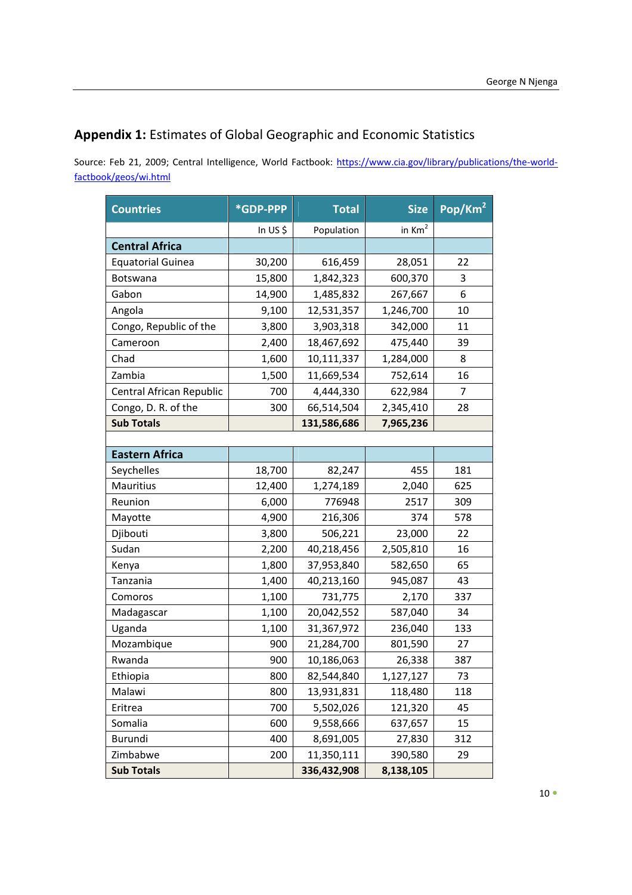## **Appendix 1:** Estimates of Global Geographic and Economic Statistics

Source: Feb 21, 2009; Central Intelligence, World Factbook: https://www.cia.gov/library/publications/the-world-factbook/geos/wi.html

| Countries | *GDP-PPP | Total | Size | Pop/Km$^2$ |
|---|---|---|---|---|
| | In US $ | Population | in Km$^2$ | |
| **Central Africa** | | | | |
| Equatorial Guinea | 30,200 | 616,459 | 28,051 | 22 |
| Botswana | 15,800 | 1,842,323 | 600,370 | 3 |
| Gabon | 14,900 | 1,485,832 | 267,667 | 6 |
| Angola | 9,100 | 12,531,357 | 1,246,700 | 10 |
| Congo, Republic of the | 3,800 | 3,903,318 | 342,000 | 11 |
| Cameroon | 2,400 | 18,467,692 | 475,440 | 39 |
| Chad | 1,600 | 10,111,337 | 1,284,000 | 8 |
| Zambia | 1,500 | 11,669,534 | 752,614 | 16 |
| Central African Republic | 700 | 4,444,330 | 622,984 | 7 |
| Congo, D. R. of the | 300 | 66,514,504 | 2,345,410 | 28 |
| **Sub Totals** | | **131,586,686** | **7,965,236** | |
| | | | | |
| **Eastern Africa** | | | | |
| Seychelles | 18,700 | 82,247 | 455 | 181 |
| Mauritius | 12,400 | 1,274,189 | 2,040 | 625 |
| Reunion | 6,000 | 776948 | 2517 | 309 |
| Mayotte | 4,900 | 216,306 | 374 | 578 |
| Djibouti | 3,800 | 506,221 | 23,000 | 22 |
| Sudan | 2,200 | 40,218,456 | 2,505,810 | 16 |
| Kenya | 1,800 | 37,953,840 | 582,650 | 65 |
| Tanzania | 1,400 | 40,213,160 | 945,087 | 43 |
| Comoros | 1,100 | 731,775 | 2,170 | 337 |
| Madagascar | 1,100 | 20,042,552 | 587,040 | 34 |
| Uganda | 1,100 | 31,367,972 | 236,040 | 133 |
| Mozambique | 900 | 21,284,700 | 801,590 | 27 |
| Rwanda | 900 | 10,186,063 | 26,338 | 387 |
| Ethiopia | 800 | 82,544,840 | 1,127,127 | 73 |
| Malawi | 800 | 13,931,831 | 118,480 | 118 |
| Eritrea | 700 | 5,502,026 | 121,320 | 45 |
| Somalia | 600 | 9,558,666 | 637,657 | 15 |
| Burundi | 400 | 8,691,005 | 27,830 | 312 |
| Zimbabwe | 200 | 11,350,111 | 390,580 | 29 |
| **Sub Totals** | | **336,432,908** | **8,138,105** | |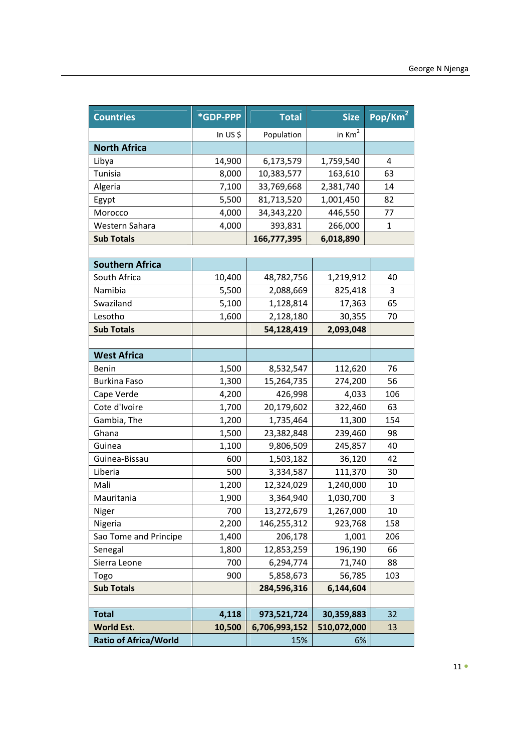| Countries | *GDP-PPP | Total | Size | Pop/Km$^2$ |
|---|---|---|---|---|
| | In US $ | Population | in Km$^2$ | |
| **North Africa** | | | | |
| Libya | 14,900 | 6,173,579 | 1,759,540 | 4 |
| Tunisia | 8,000 | 10,383,577 | 163,610 | 63 |
| Algeria | 7,100 | 33,769,668 | 2,381,740 | 14 |
| Egypt | 5,500 | 81,713,520 | 1,001,450 | 82 |
| Morocco | 4,000 | 34,343,220 | 446,550 | 77 |
| Western Sahara | 4,000 | 393,831 | 266,000 | 1 |
| **Sub Totals** | | **166,777,395** | **6,018,890** | |
| | | | | |
| **Southern Africa** | | | | |
| South Africa | 10,400 | 48,782,756 | 1,219,912 | 40 |
| Namibia | 5,500 | 2,088,669 | 825,418 | 3 |
| Swaziland | 5,100 | 1,128,814 | 17,363 | 65 |
| Lesotho | 1,600 | 2,128,180 | 30,355 | 70 |
| **Sub Totals** | | **54,128,419** | **2,093,048** | |
| | | | | |
| **West Africa** | | | | |
| Benin | 1,500 | 8,532,547 | 112,620 | 76 |
| Burkina Faso | 1,300 | 15,264,735 | 274,200 | 56 |
| Cape Verde | 4,200 | 426,998 | 4,033 | 106 |
| Cote d'Ivoire | 1,700 | 20,179,602 | 322,460 | 63 |
| Gambia, The | 1,200 | 1,735,464 | 11,300 | 154 |
| Ghana | 1,500 | 23,382,848 | 239,460 | 98 |
| Guinea | 1,100 | 9,806,509 | 245,857 | 40 |
| Guinea-Bissau | 600 | 1,503,182 | 36,120 | 42 |
| Liberia | 500 | 3,334,587 | 111,370 | 30 |
| Mali | 1,200 | 12,324,029 | 1,240,000 | 10 |
| Mauritania | 1,900 | 3,364,940 | 1,030,700 | 3 |
| Niger | 700 | 13,272,679 | 1,267,000 | 10 |
| Nigeria | 2,200 | 146,255,312 | 923,768 | 158 |
| Sao Tome and Principe | 1,400 | 206,178 | 1,001 | 206 |
| Senegal | 1,800 | 12,853,259 | 196,190 | 66 |
| Sierra Leone | 700 | 6,294,774 | 71,740 | 88 |
| Togo | 900 | 5,858,673 | 56,785 | 103 |
| **Sub Totals** | | **284,596,316** | **6,144,604** | |
| | | | | |
| **Total** | **4,118** | **973,521,724** | **30,359,883** | 32 |
| **World Est.** | **10,500** | **6,706,993,152** | **510,072,000** | 13 |
| **Ratio of Africa/World** | | 15% | 6% | |